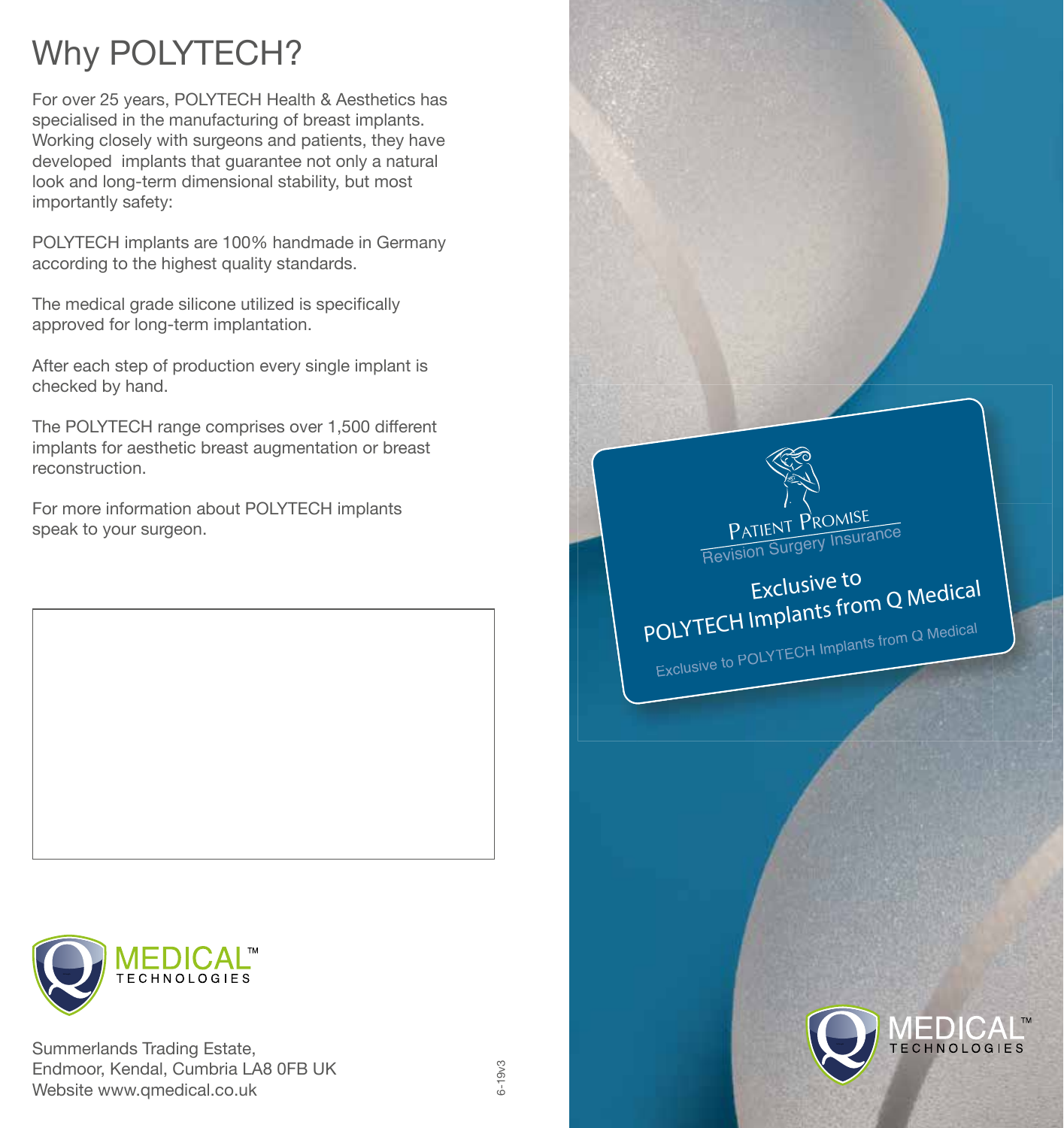# Why POLYTECH?

For over 25 years, POLYTECH Health & Aesthetics has specialised in the manufacturing of breast implants. Working closely with surgeons and patients, they have developed implants that guarantee not only a natural look and long-term dimensional stability, but most importantly safety:

POLYTECH implants are 100% handmade in Germany according to the highest quality standards.

The medical grade silicone utilized is specifically approved for long-term implantation.

After each step of production every single implant is checked by hand.

The POLYTECH range comprises over 1,500 different implants for aesthetic breast augmentation or breast reconstruction.

For more information about POLYTECH implants speak to your surgeon.

MEDICAL™ TECHNOLOGIES

Summerlands Trading Estate,
Endmoor, Kendal, Cumbria LA8 0FB UK
Website www.qmedical.co.uk

6-19v3

PATIENT PROMISE

Revision Surgery Insurance

Exclusive to POLYTECH Implants from Q Medical

Exclusive to POLYTECH Implants from Q Medical

MEDICAL™ TECHNOLOGIES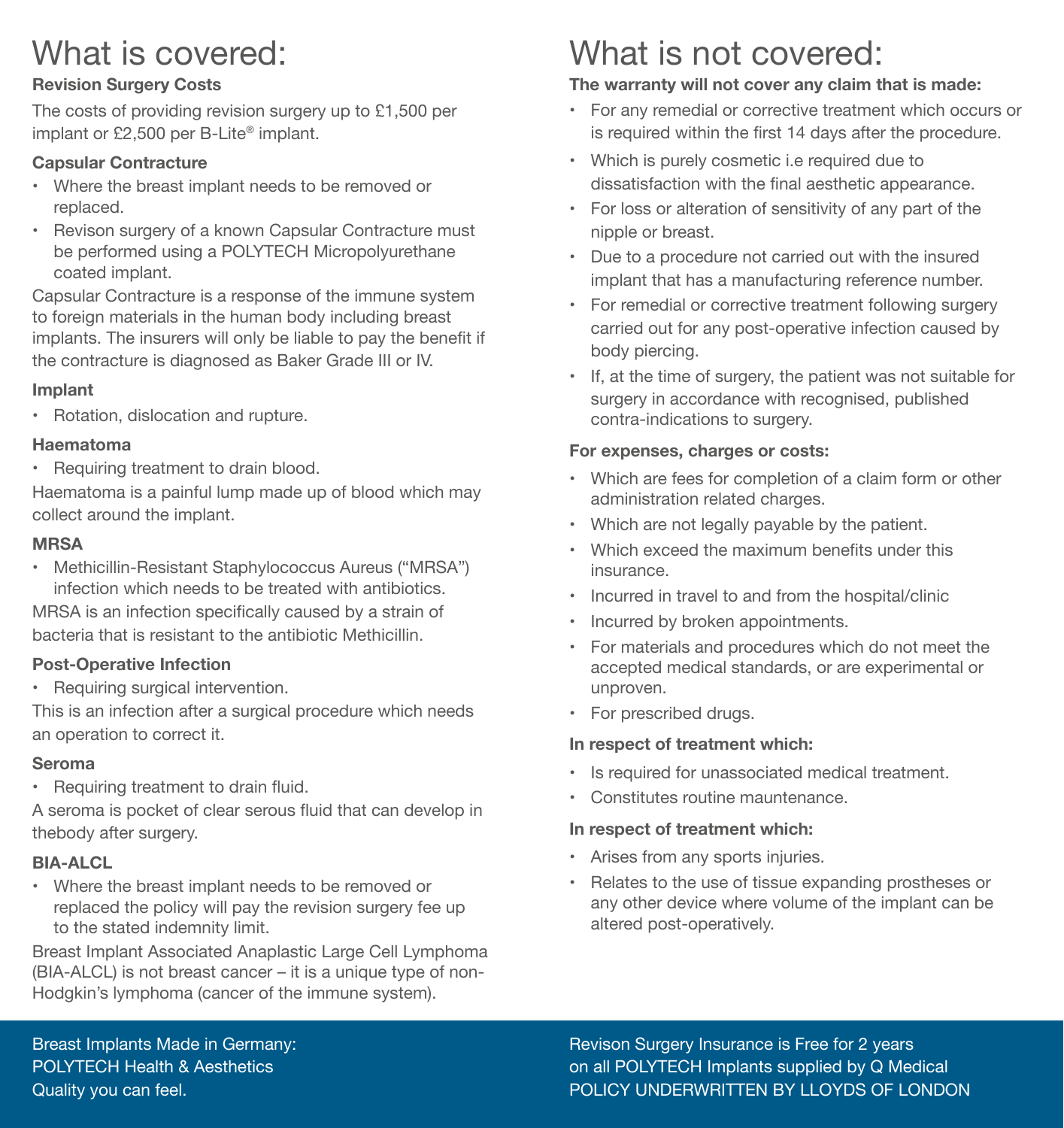# What is covered:

**Revision Surgery Costs**

The costs of providing revision surgery up to £1,500 per implant or £2,500 per B-Lite® implant.

**Capsular Contracture**

- Where the breast implant needs to be removed or replaced.
- Revison surgery of a known Capsular Contracture must be performed using a POLYTECH Micropolyurethane coated implant.

Capsular Contracture is a response of the immune system to foreign materials in the human body including breast implants. The insurers will only be liable to pay the benefit if the contracture is diagnosed as Baker Grade III or IV.

**Implant**

- Rotation, dislocation and rupture.

**Haematoma**

- Requiring treatment to drain blood.

Haematoma is a painful lump made up of blood which may collect around the implant.

**MRSA**

- Methicillin-Resistant Staphylococcus Aureus ("MRSA") infection which needs to be treated with antibiotics.

MRSA is an infection specifically caused by a strain of bacteria that is resistant to the antibiotic Methicillin.

**Post-Operative Infection**

- Requiring surgical intervention.

This is an infection after a surgical procedure which needs an operation to correct it.

**Seroma**

- Requiring treatment to drain fluid.

A seroma is pocket of clear serous fluid that can develop in thebody after surgery.

**BIA-ALCL**

- Where the breast implant needs to be removed or replaced the policy will pay the revision surgery fee up to the stated indemnity limit.

Breast Implant Associated Anaplastic Large Cell Lymphoma (BIA-ALCL) is not breast cancer – it is a unique type of non-Hodgkin's lymphoma (cancer of the immune system).

# What is not covered:

**The warranty will not cover any claim that is made:**

- For any remedial or corrective treatment which occurs or is required within the first 14 days after the procedure.
- Which is purely cosmetic i.e required due to dissatisfaction with the final aesthetic appearance.
- For loss or alteration of sensitivity of any part of the nipple or breast.
- Due to a procedure not carried out with the insured implant that has a manufacturing reference number.
- For remedial or corrective treatment following surgery carried out for any post-operative infection caused by body piercing.
- If, at the time of surgery, the patient was not suitable for surgery in accordance with recognised, published contra-indications to surgery.

**For expenses, charges or costs:**

- Which are fees for completion of a claim form or other administration related charges.
- Which are not legally payable by the patient.
- Which exceed the maximum benefits under this insurance.
- Incurred in travel to and from the hospital/clinic
- Incurred by broken appointments.
- For materials and procedures which do not meet the accepted medical standards, or are experimental or unproven.
- For prescribed drugs.

**In respect of treatment which:**

- Is required for unassociated medical treatment.
- Constitutes routine mauntenance.

**In respect of treatment which:**

- Arises from any sports injuries.
- Relates to the use of tissue expanding prostheses or any other device where volume of the implant can be altered post-operatively.

Breast Implants Made in Germany:
POLYTECH Health & Aesthetics
Quality you can feel.

Revison Surgery Insurance is Free for 2 years
on all POLYTECH Implants supplied by Q Medical
POLICY UNDERWRITTEN BY LLOYDS OF LONDON